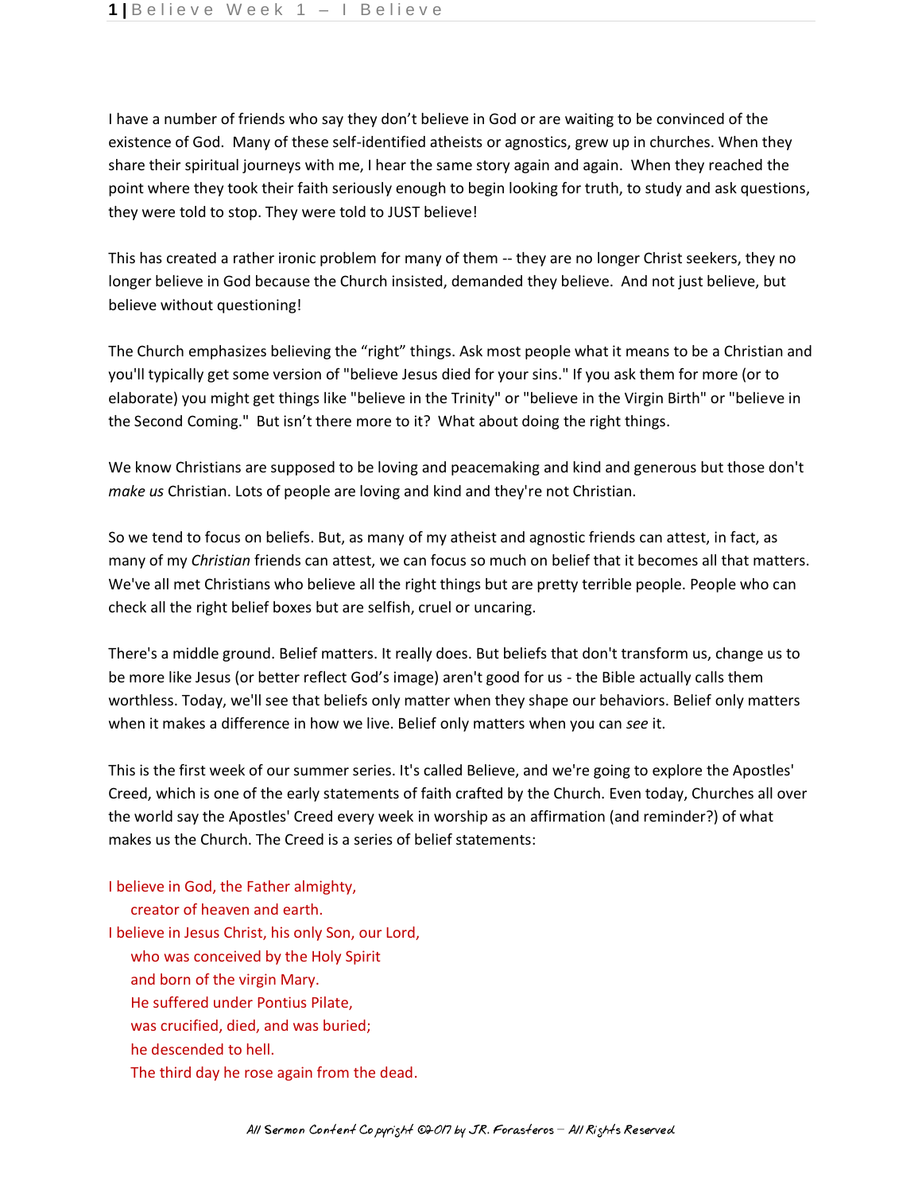I have a number of friends who say they don't believe in God or are waiting to be convinced of the existence of God. Many of these self-identified atheists or agnostics, grew up in churches. When they share their spiritual journeys with me, I hear the same story again and again. When they reached the point where they took their faith seriously enough to begin looking for truth, to study and ask questions, they were told to stop. They were told to JUST believe!

This has created a rather ironic problem for many of them -- they are no longer Christ seekers, they no longer believe in God because the Church insisted, demanded they believe. And not just believe, but believe without questioning!

The Church emphasizes believing the "right" things. Ask most people what it means to be a Christian and you'll typically get some version of "believe Jesus died for your sins." If you ask them for more (or to elaborate) you might get things like "believe in the Trinity" or "believe in the Virgin Birth" or "believe in the Second Coming." But isn't there more to it? What about doing the right things.

We know Christians are supposed to be loving and peacemaking and kind and generous but those don't *make us* Christian. Lots of people are loving and kind and they're not Christian.

So we tend to focus on beliefs. But, as many of my atheist and agnostic friends can attest, in fact, as many of my *Christian* friends can attest, we can focus so much on belief that it becomes all that matters. We've all met Christians who believe all the right things but are pretty terrible people. People who can check all the right belief boxes but are selfish, cruel or uncaring.

There's a middle ground. Belief matters. It really does. But beliefs that don't transform us, change us to be more like Jesus (or better reflect God's image) aren't good for us - the Bible actually calls them worthless. Today, we'll see that beliefs only matter when they shape our behaviors. Belief only matters when it makes a difference in how we live. Belief only matters when you can *see* it.

This is the first week of our summer series. It's called Believe, and we're going to explore the Apostles' Creed, which is one of the early statements of faith crafted by the Church. Even today, Churches all over the world say the Apostles' Creed every week in worship as an affirmation (and reminder?) of what makes us the Church. The Creed is a series of belief statements:

I believe in God, the Father almighty,  
    creator of heaven and earth.  
I believe in Jesus Christ, his only Son, our Lord,  
    who was conceived by the Holy Spirit  
    and born of the virgin Mary.  
    He suffered under Pontius Pilate,  
    was crucified, died, and was buried;  
    he descended to hell.  
    The third day he rose again from the dead.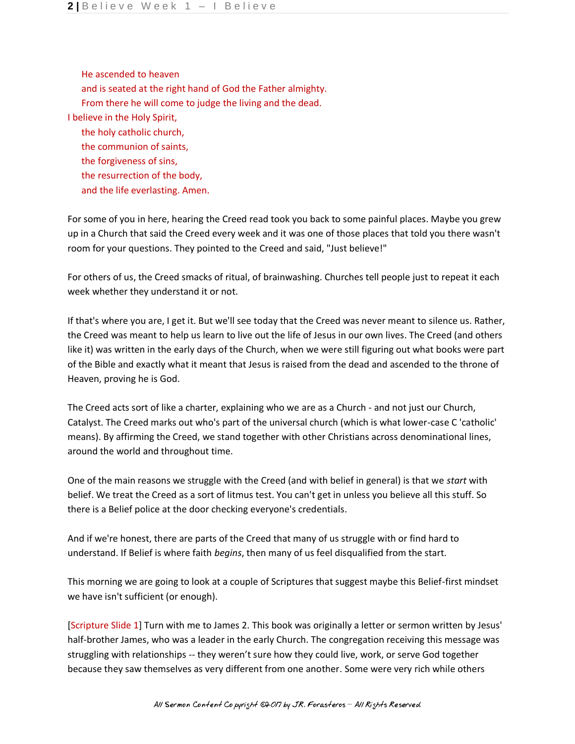He ascended to heaven
and is seated at the right hand of God the Father almighty.
From there he will come to judge the living and the dead.
I believe in the Holy Spirit,
the holy catholic church,
the communion of saints,
the forgiveness of sins,
the resurrection of the body,
and the life everlasting. Amen.

For some of you in here, hearing the Creed read took you back to some painful places. Maybe you grew up in a Church that said the Creed every week and it was one of those places that told you there wasn't room for your questions. They pointed to the Creed and said, "Just believe!"

For others of us, the Creed smacks of ritual, of brainwashing. Churches tell people just to repeat it each week whether they understand it or not.

If that's where you are, I get it. But we'll see today that the Creed was never meant to silence us. Rather, the Creed was meant to help us learn to live out the life of Jesus in our own lives. The Creed (and others like it) was written in the early days of the Church, when we were still figuring out what books were part of the Bible and exactly what it meant that Jesus is raised from the dead and ascended to the throne of Heaven, proving he is God.

The Creed acts sort of like a charter, explaining who we are as a Church - and not just our Church, Catalyst. The Creed marks out who's part of the universal church (which is what lower-case C 'catholic' means). By affirming the Creed, we stand together with other Christians across denominational lines, around the world and throughout time.

One of the main reasons we struggle with the Creed (and with belief in general) is that we *start* with belief. We treat the Creed as a sort of litmus test. You can't get in unless you believe all this stuff. So there is a Belief police at the door checking everyone's credentials.

And if we're honest, there are parts of the Creed that many of us struggle with or find hard to understand. If Belief is where faith *begins*, then many of us feel disqualified from the start.

This morning we are going to look at a couple of Scriptures that suggest maybe this Belief-first mindset we have isn't sufficient (or enough).

[Scripture Slide 1] Turn with me to James 2. This book was originally a letter or sermon written by Jesus' half-brother James, who was a leader in the early Church. The congregation receiving this message was struggling with relationships -- they weren't sure how they could live, work, or serve God together because they saw themselves as very different from one another. Some were very rich while others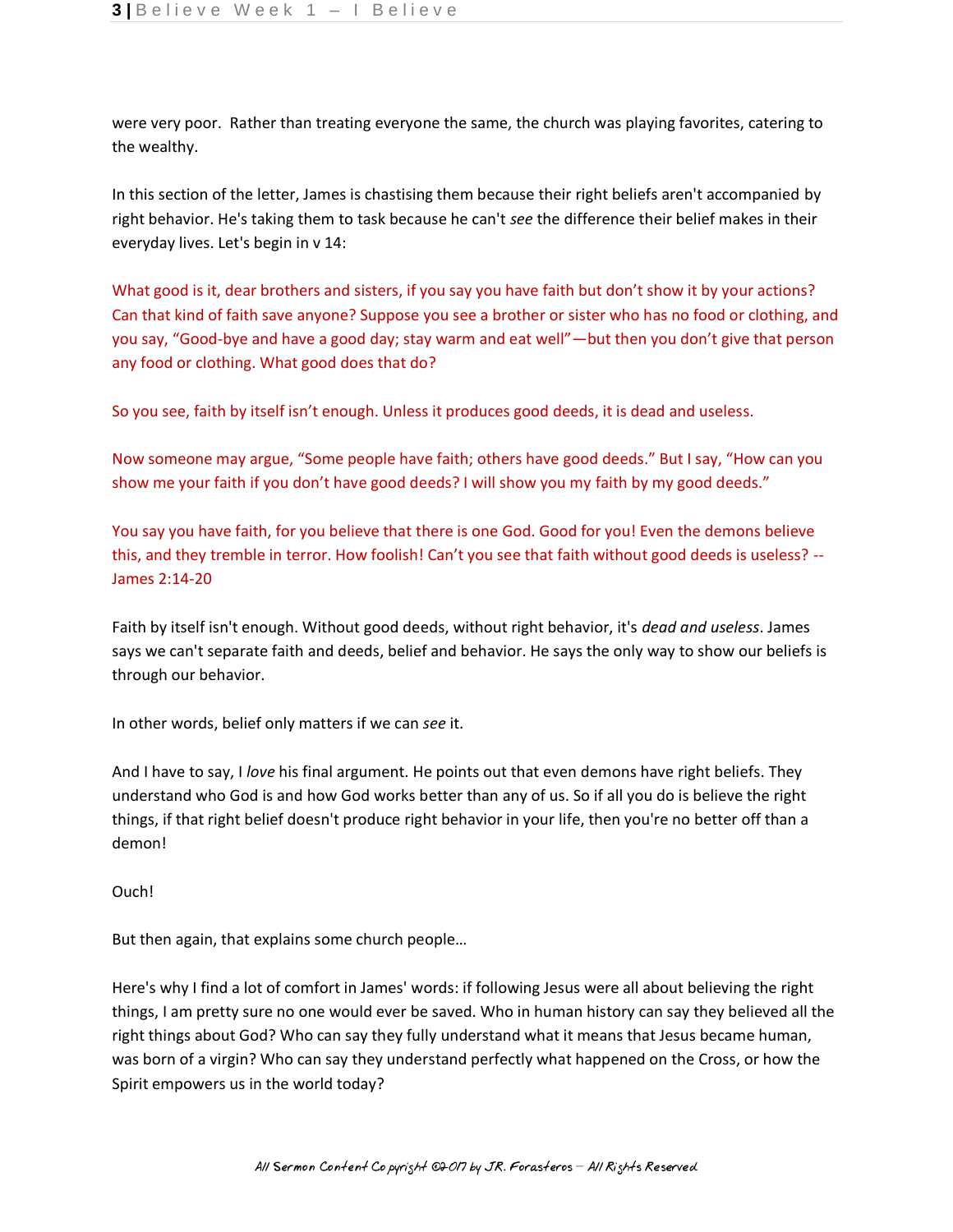were very poor. Rather than treating everyone the same, the church was playing favorites, catering to the wealthy.

In this section of the letter, James is chastising them because their right beliefs aren't accompanied by right behavior. He's taking them to task because he can't *see* the difference their belief makes in their everyday lives. Let's begin in v 14:

What good is it, dear brothers and sisters, if you say you have faith but don't show it by your actions? Can that kind of faith save anyone? Suppose you see a brother or sister who has no food or clothing, and you say, "Good-bye and have a good day; stay warm and eat well"—but then you don't give that person any food or clothing. What good does that do?

So you see, faith by itself isn't enough. Unless it produces good deeds, it is dead and useless.

Now someone may argue, "Some people have faith; others have good deeds." But I say, "How can you show me your faith if you don't have good deeds? I will show you my faith by my good deeds."

You say you have faith, for you believe that there is one God. Good for you! Even the demons believe this, and they tremble in terror. How foolish! Can't you see that faith without good deeds is useless? -- James 2:14-20

Faith by itself isn't enough. Without good deeds, without right behavior, it's *dead and useless*. James says we can't separate faith and deeds, belief and behavior. He says the only way to show our beliefs is through our behavior.

In other words, belief only matters if we can *see* it.

And I have to say, I *love* his final argument. He points out that even demons have right beliefs. They understand who God is and how God works better than any of us. So if all you do is believe the right things, if that right belief doesn't produce right behavior in your life, then you're no better off than a demon!

Ouch!

But then again, that explains some church people…

Here's why I find a lot of comfort in James' words: if following Jesus were all about believing the right things, I am pretty sure no one would ever be saved. Who in human history can say they believed all the right things about God? Who can say they fully understand what it means that Jesus became human, was born of a virgin? Who can say they understand perfectly what happened on the Cross, or how the Spirit empowers us in the world today?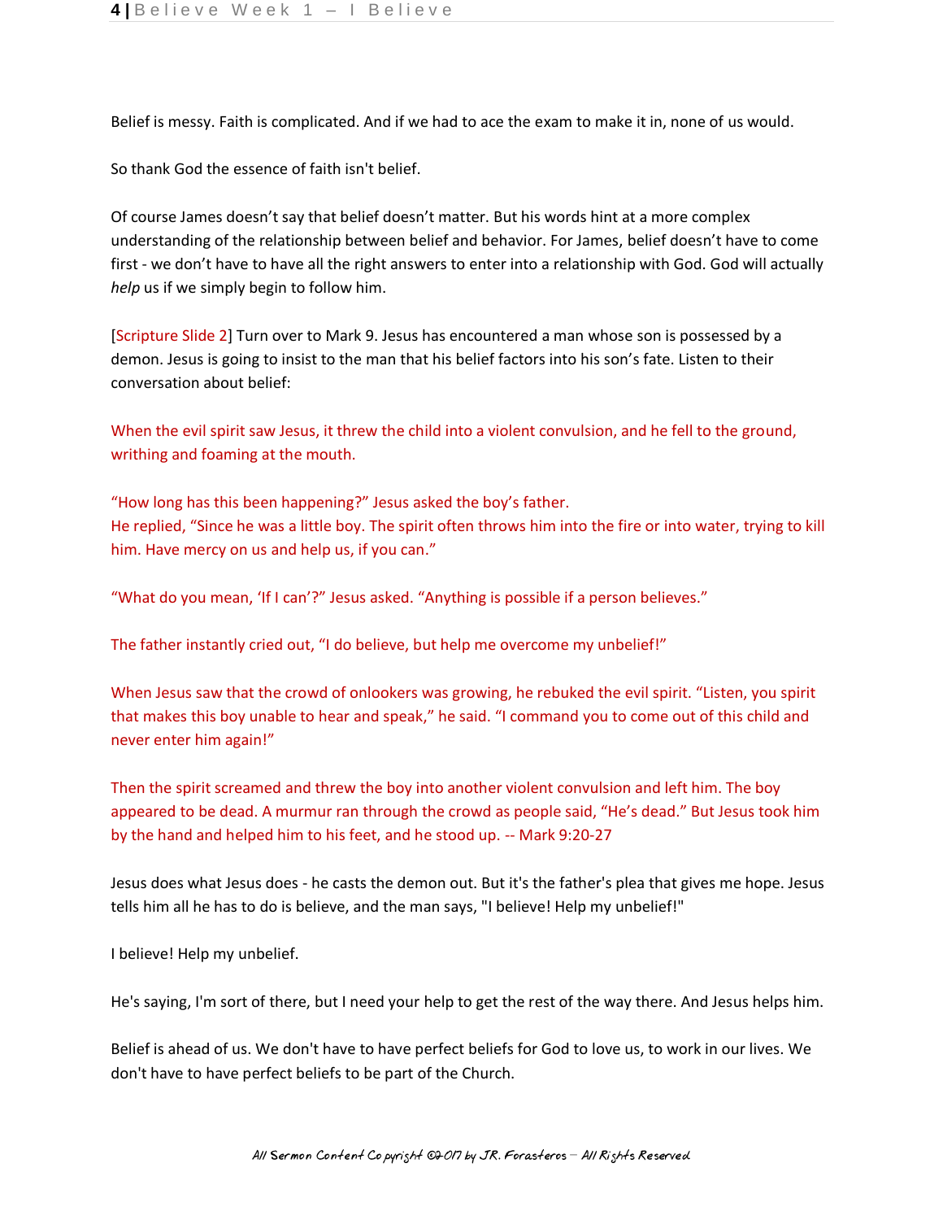Belief is messy. Faith is complicated. And if we had to ace the exam to make it in, none of us would.

So thank God the essence of faith isn't belief.

Of course James doesn't say that belief doesn't matter. But his words hint at a more complex understanding of the relationship between belief and behavior. For James, belief doesn't have to come first - we don't have to have all the right answers to enter into a relationship with God. God will actually *help* us if we simply begin to follow him.

[Scripture Slide 2] Turn over to Mark 9. Jesus has encountered a man whose son is possessed by a demon. Jesus is going to insist to the man that his belief factors into his son's fate. Listen to their conversation about belief:

When the evil spirit saw Jesus, it threw the child into a violent convulsion, and he fell to the ground, writhing and foaming at the mouth.

"How long has this been happening?" Jesus asked the boy's father.
He replied, "Since he was a little boy. The spirit often throws him into the fire or into water, trying to kill him. Have mercy on us and help us, if you can."

"What do you mean, 'If I can'?" Jesus asked. "Anything is possible if a person believes."

The father instantly cried out, "I do believe, but help me overcome my unbelief!"

When Jesus saw that the crowd of onlookers was growing, he rebuked the evil spirit. "Listen, you spirit that makes this boy unable to hear and speak," he said. "I command you to come out of this child and never enter him again!"

Then the spirit screamed and threw the boy into another violent convulsion and left him. The boy appeared to be dead. A murmur ran through the crowd as people said, "He's dead." But Jesus took him by the hand and helped him to his feet, and he stood up. -- Mark 9:20-27

Jesus does what Jesus does - he casts the demon out. But it's the father's plea that gives me hope. Jesus tells him all he has to do is believe, and the man says, "I believe! Help my unbelief!"

I believe! Help my unbelief.

He's saying, I'm sort of there, but I need your help to get the rest of the way there. And Jesus helps him.

Belief is ahead of us. We don't have to have perfect beliefs for God to love us, to work in our lives. We don't have to have perfect beliefs to be part of the Church.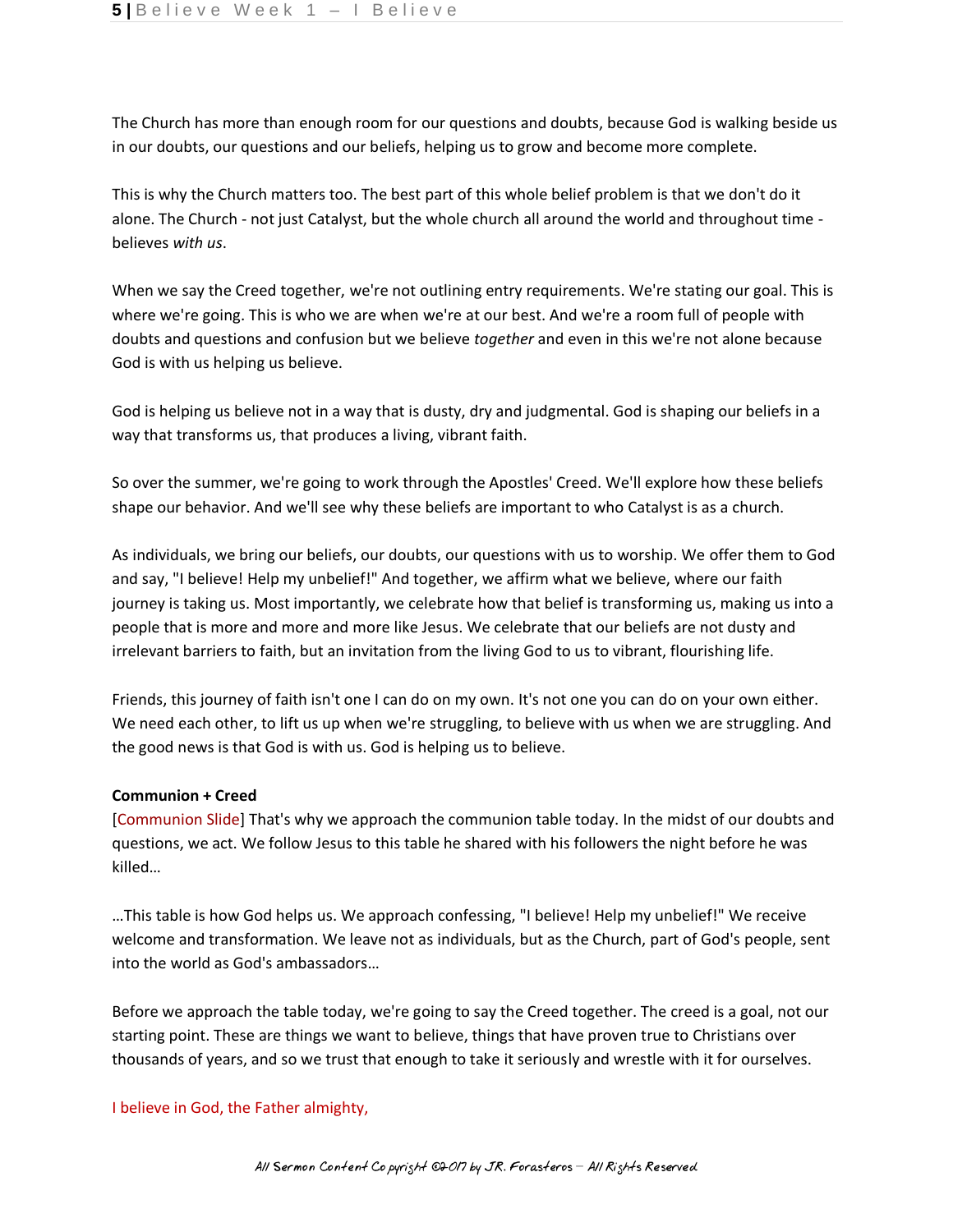The Church has more than enough room for our questions and doubts, because God is walking beside us in our doubts, our questions and our beliefs, helping us to grow and become more complete.

This is why the Church matters too. The best part of this whole belief problem is that we don't do it alone. The Church - not just Catalyst, but the whole church all around the world and throughout time - believes *with us*.

When we say the Creed together, we're not outlining entry requirements. We're stating our goal. This is where we're going. This is who we are when we're at our best. And we're a room full of people with doubts and questions and confusion but we believe *together* and even in this we're not alone because God is with us helping us believe.

God is helping us believe not in a way that is dusty, dry and judgmental. God is shaping our beliefs in a way that transforms us, that produces a living, vibrant faith.

So over the summer, we're going to work through the Apostles' Creed. We'll explore how these beliefs shape our behavior. And we'll see why these beliefs are important to who Catalyst is as a church.

As individuals, we bring our beliefs, our doubts, our questions with us to worship. We offer them to God and say, "I believe! Help my unbelief!" And together, we affirm what we believe, where our faith journey is taking us. Most importantly, we celebrate how that belief is transforming us, making us into a people that is more and more and more like Jesus. We celebrate that our beliefs are not dusty and irrelevant barriers to faith, but an invitation from the living God to us to vibrant, flourishing life.

Friends, this journey of faith isn't one I can do on my own. It's not one you can do on your own either. We need each other, to lift us up when we're struggling, to believe with us when we are struggling. And the good news is that God is with us. God is helping us to believe.

**Communion + Creed**

[Communion Slide] That's why we approach the communion table today. In the midst of our doubts and questions, we act. We follow Jesus to this table he shared with his followers the night before he was killed…

…This table is how God helps us. We approach confessing, "I believe! Help my unbelief!" We receive welcome and transformation. We leave not as individuals, but as the Church, part of God's people, sent into the world as God's ambassadors…

Before we approach the table today, we're going to say the Creed together. The creed is a goal, not our starting point. These are things we want to believe, things that have proven true to Christians over thousands of years, and so we trust that enough to take it seriously and wrestle with it for ourselves.

I believe in God, the Father almighty,

All Sermon Content Copyright ©2017 by JR. Forasteros – All Rights Reserved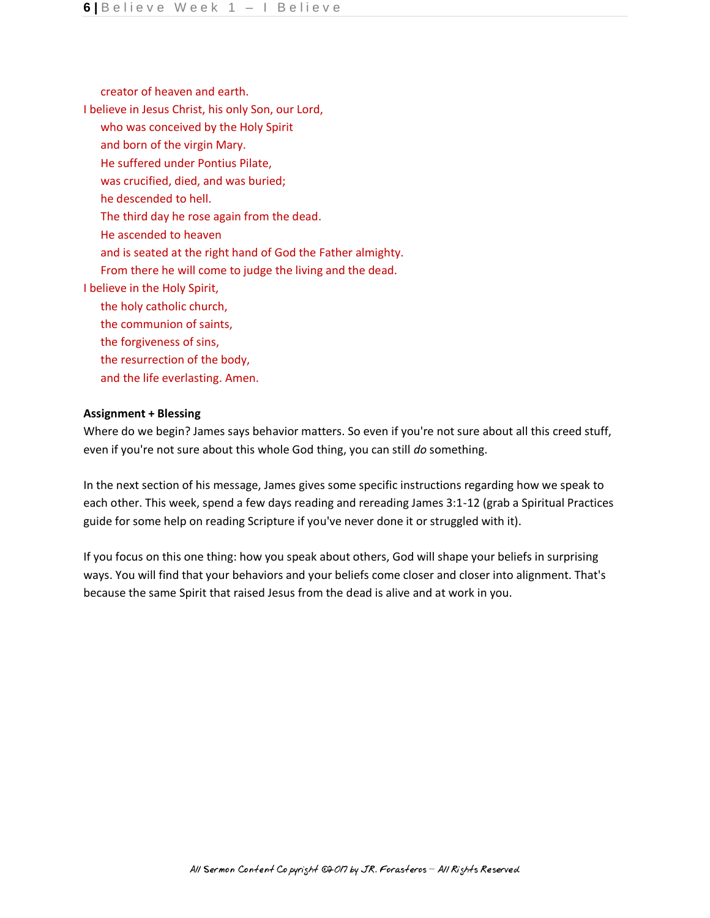creator of heaven and earth.  
I believe in Jesus Christ, his only Son, our Lord,  
who was conceived by the Holy Spirit  
and born of the virgin Mary.  
He suffered under Pontius Pilate,  
was crucified, died, and was buried;  
he descended to hell.  
The third day he rose again from the dead.  
He ascended to heaven  
and is seated at the right hand of God the Father almighty.  
From there he will come to judge the living and the dead.  
I believe in the Holy Spirit,  
the holy catholic church,  
the communion of saints,  
the forgiveness of sins,  
the resurrection of the body,  
and the life everlasting. Amen.

**Assignment + Blessing**

Where do we begin? James says behavior matters. So even if you're not sure about all this creed stuff, even if you're not sure about this whole God thing, you can still *do* something.

In the next section of his message, James gives some specific instructions regarding how we speak to each other. This week, spend a few days reading and rereading James 3:1-12 (grab a Spiritual Practices guide for some help on reading Scripture if you've never done it or struggled with it).

If you focus on this one thing: how you speak about others, God will shape your beliefs in surprising ways. You will find that your behaviors and your beliefs come closer and closer into alignment. That's because the same Spirit that raised Jesus from the dead is alive and at work in you.